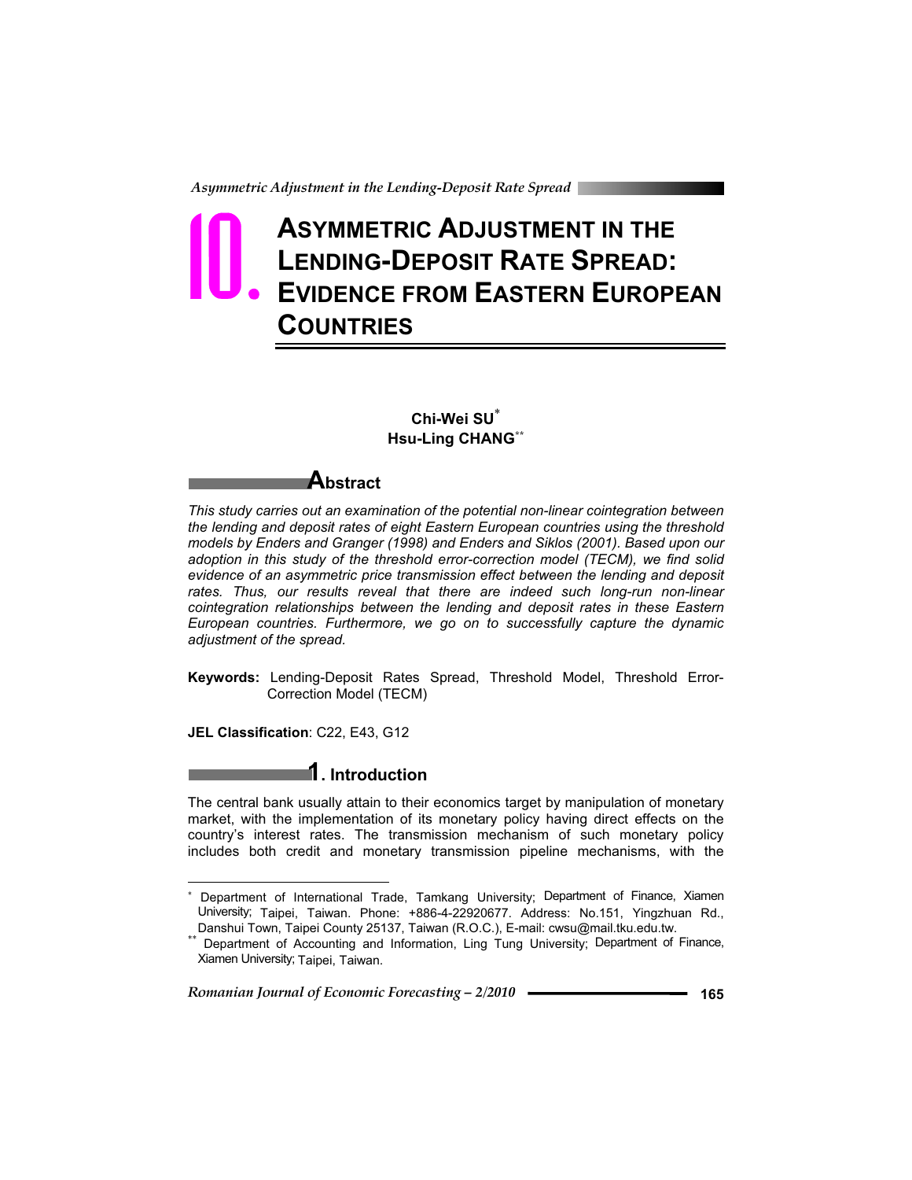# 10. ASYMMETRIC ADJUSTMENT IN THE LENDING-DEPOSIT RATE SPREAD: EVIDENCE FROM EASTERN EUROPEAN COUNTRIES

**Chi-Wei SU**[*]
**Hsu-Ling CHANG**[**]

## Abstract

*This study carries out an examination of the potential non-linear cointegration between the lending and deposit rates of eight Eastern European countries using the threshold models by Enders and Granger (1998) and Enders and Siklos (2001). Based upon our adoption in this study of the threshold error-correction model (TECM), we find solid evidence of an asymmetric price transmission effect between the lending and deposit rates. Thus, our results reveal that there are indeed such long-run non-linear cointegration relationships between the lending and deposit rates in these Eastern European countries. Furthermore, we go on to successfully capture the dynamic adjustment of the spread.*

**Keywords:** Lending-Deposit Rates Spread, Threshold Model, Threshold Error-Correction Model (TECM)

**JEL Classification**: C22, E43, G12

## 1. Introduction

The central bank usually attain to their economics target by manipulation of monetary market, with the implementation of its monetary policy having direct effects on the country's interest rates. The transmission mechanism of such monetary policy includes both credit and monetary transmission pipeline mechanisms, with the

---

[*] Department of International Trade, Tamkang University; Department of Finance, Xiamen University; Taipei, Taiwan. Phone: +886-4-22920677. Address: No.151, Yingzhuan Rd., Danshui Town, Taipei County 25137, Taiwan (R.O.C.), E-mail: cwsu@mail.tku.edu.tw.

[**] Department of Accounting and Information, Ling Tung University; Department of Finance, Xiamen University; Taipei, Taiwan.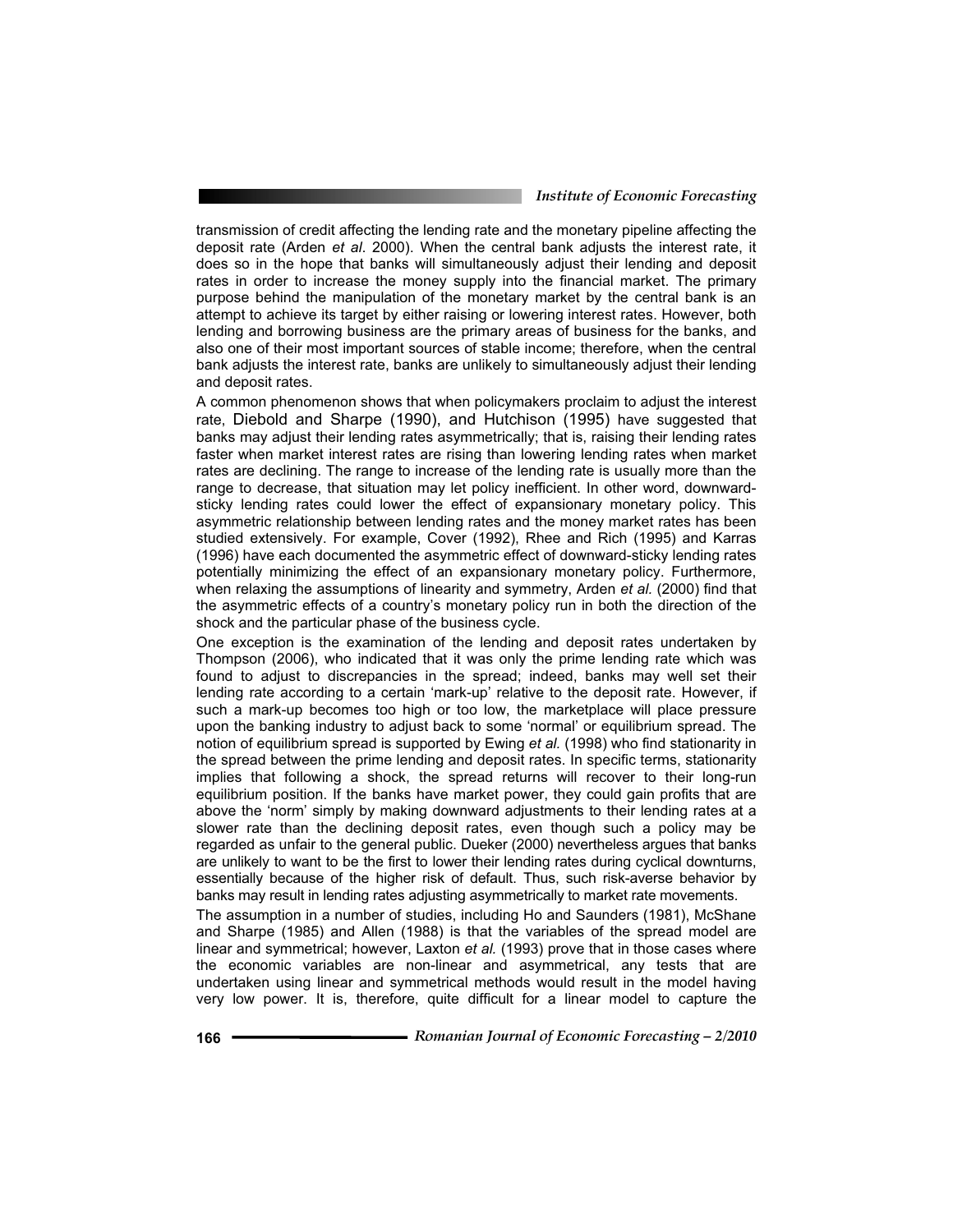transmission of credit affecting the lending rate and the monetary pipeline affecting the deposit rate (Arden *et al*. 2000). When the central bank adjusts the interest rate, it does so in the hope that banks will simultaneously adjust their lending and deposit rates in order to increase the money supply into the financial market. The primary purpose behind the manipulation of the monetary market by the central bank is an attempt to achieve its target by either raising or lowering interest rates. However, both lending and borrowing business are the primary areas of business for the banks, and also one of their most important sources of stable income; therefore, when the central bank adjusts the interest rate, banks are unlikely to simultaneously adjust their lending and deposit rates.

A common phenomenon shows that when policymakers proclaim to adjust the interest rate, Diebold and Sharpe (1990), and Hutchison (1995) have suggested that banks may adjust their lending rates asymmetrically; that is, raising their lending rates faster when market interest rates are rising than lowering lending rates when market rates are declining. The range to increase of the lending rate is usually more than the range to decrease, that situation may let policy inefficient. In other word, downward-sticky lending rates could lower the effect of expansionary monetary policy. This asymmetric relationship between lending rates and the money market rates has been studied extensively. For example, Cover (1992), Rhee and Rich (1995) and Karras (1996) have each documented the asymmetric effect of downward-sticky lending rates potentially minimizing the effect of an expansionary monetary policy. Furthermore, when relaxing the assumptions of linearity and symmetry, Arden *et al.* (2000) find that the asymmetric effects of a country's monetary policy run in both the direction of the shock and the particular phase of the business cycle.

One exception is the examination of the lending and deposit rates undertaken by Thompson (2006), who indicated that it was only the prime lending rate which was found to adjust to discrepancies in the spread; indeed, banks may well set their lending rate according to a certain 'mark-up' relative to the deposit rate. However, if such a mark-up becomes too high or too low, the marketplace will place pressure upon the banking industry to adjust back to some 'normal' or equilibrium spread. The notion of equilibrium spread is supported by Ewing *et al.* (1998) who find stationarity in the spread between the prime lending and deposit rates. In specific terms, stationarity implies that following a shock, the spread returns will recover to their long-run equilibrium position. If the banks have market power, they could gain profits that are above the 'norm' simply by making downward adjustments to their lending rates at a slower rate than the declining deposit rates, even though such a policy may be regarded as unfair to the general public. Dueker (2000) nevertheless argues that banks are unlikely to want to be the first to lower their lending rates during cyclical downturns, essentially because of the higher risk of default. Thus, such risk-averse behavior by banks may result in lending rates adjusting asymmetrically to market rate movements.

The assumption in a number of studies, including Ho and Saunders (1981), McShane and Sharpe (1985) and Allen (1988) is that the variables of the spread model are linear and symmetrical; however, Laxton *et al.* (1993) prove that in those cases where the economic variables are non-linear and asymmetrical, any tests that are undertaken using linear and symmetrical methods would result in the model having very low power. It is, therefore, quite difficult for a linear model to capture the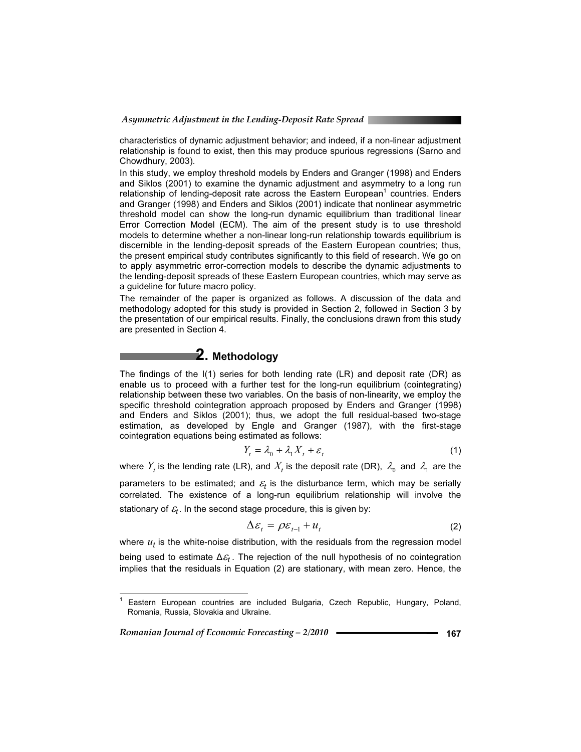characteristics of dynamic adjustment behavior; and indeed, if a non-linear adjustment relationship is found to exist, then this may produce spurious regressions (Sarno and Chowdhury, 2003).

In this study, we employ threshold models by Enders and Granger (1998) and Enders and Siklos (2001) to examine the dynamic adjustment and asymmetry to a long run relationship of lending-deposit rate across the Eastern European[1] countries. Enders and Granger (1998) and Enders and Siklos (2001) indicate that nonlinear asymmetric threshold model can show the long-run dynamic equilibrium than traditional linear Error Correction Model (ECM). The aim of the present study is to use threshold models to determine whether a non-linear long-run relationship towards equilibrium is discernible in the lending-deposit spreads of the Eastern European countries; thus, the present empirical study contributes significantly to this field of research. We go on to apply asymmetric error-correction models to describe the dynamic adjustments to the lending-deposit spreads of these Eastern European countries, which may serve as a guideline for future macro policy.

The remainder of the paper is organized as follows. A discussion of the data and methodology adopted for this study is provided in Section 2, followed in Section 3 by the presentation of our empirical results. Finally, the conclusions drawn from this study are presented in Section 4.

## 2. Methodology

The findings of the I(1) series for both lending rate (LR) and deposit rate (DR) as enable us to proceed with a further test for the long-run equilibrium (cointegrating) relationship between these two variables. On the basis of non-linearity, we employ the specific threshold cointegration approach proposed by Enders and Granger (1998) and Enders and Siklos (2001); thus, we adopt the full residual-based two-stage estimation, as developed by Engle and Granger (1987), with the first-stage cointegration equations being estimated as follows:

$$Y_t = \lambda_0 + \lambda_1 X_t + \varepsilon_t \tag{1}$$

where $Y_t$ is the lending rate (LR), and $X_t$ is the deposit rate (DR), $\lambda_0$ and $\lambda_1$ are the parameters to be estimated; and $\varepsilon_t$ is the disturbance term, which may be serially correlated. The existence of a long-run equilibrium relationship will involve the stationary of $\varepsilon_t$. In the second stage procedure, this is given by:

$$\Delta\varepsilon_t = \rho\varepsilon_{t-1} + u_t \tag{2}$$

where $u_t$ is the white-noise distribution, with the residuals from the regression model being used to estimate $\Delta\varepsilon_t$. The rejection of the null hypothesis of no cointegration implies that the residuals in Equation (2) are stationary, with mean zero. Hence, the

---

[1] Eastern European countries are included Bulgaria, Czech Republic, Hungary, Poland, Romania, Russia, Slovakia and Ukraine.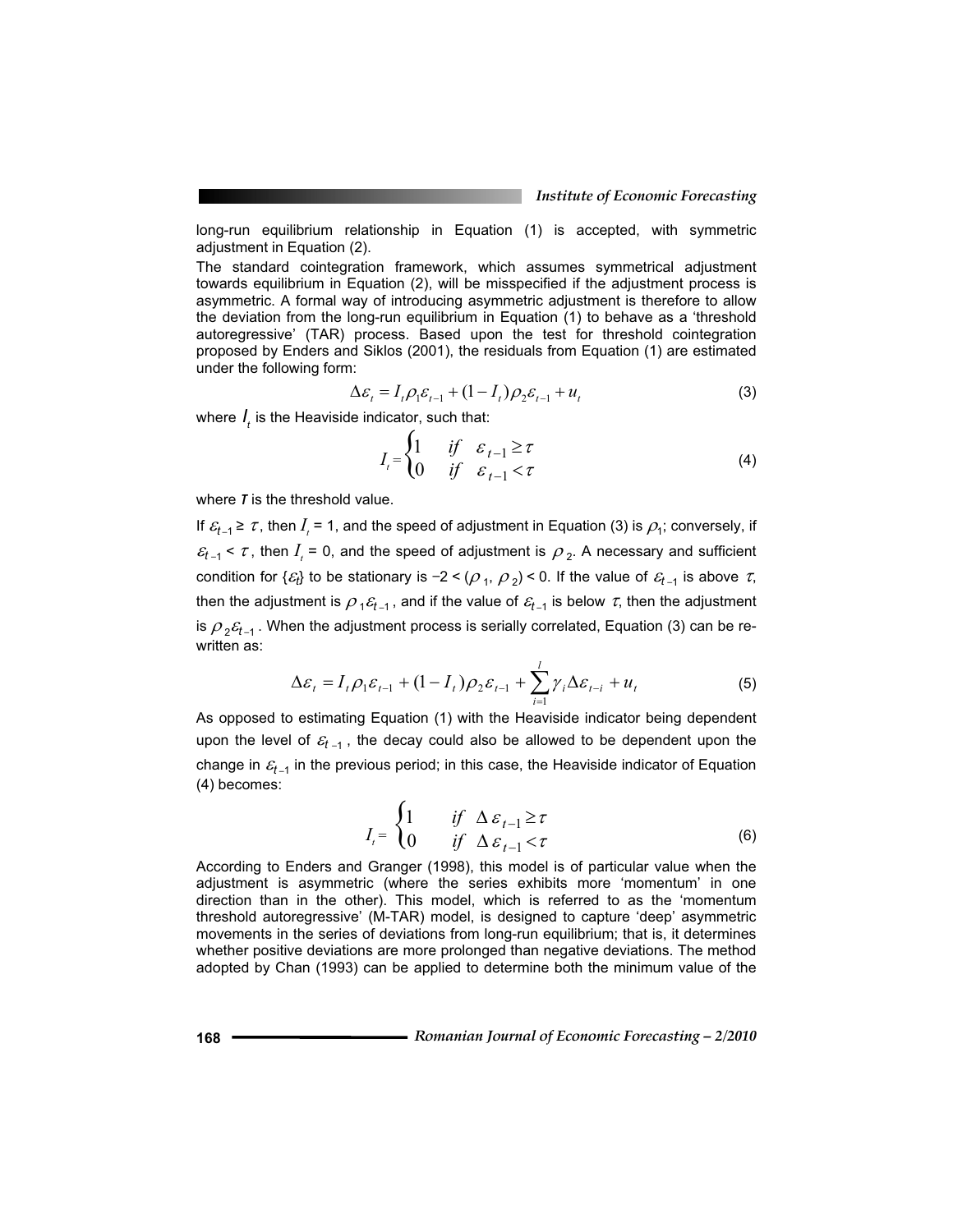long-run equilibrium relationship in Equation (1) is accepted, with symmetric adjustment in Equation (2).

The standard cointegration framework, which assumes symmetrical adjustment towards equilibrium in Equation (2), will be misspecified if the adjustment process is asymmetric. A formal way of introducing asymmetric adjustment is therefore to allow the deviation from the long-run equilibrium in Equation (1) to behave as a 'threshold autoregressive' (TAR) process. Based upon the test for threshold cointegration proposed by Enders and Siklos (2001), the residuals from Equation (1) are estimated under the following form:

$$\Delta\varepsilon_t = I_t \rho_1 \varepsilon_{t-1} + (1 - I_t)\rho_2 \varepsilon_{t-1} + u_t \tag{3}$$

where $I_t$ is the Heaviside indicator, such that:

$$I_t = \begin{cases} 1 & if \quad \varepsilon_{t-1} \geq \tau \\ 0 & if \quad \varepsilon_{t-1} < \tau \end{cases} \tag{4}$$

where $\tau$ is the threshold value.

If $\varepsilon_{t-1} \geq \tau$, then $I_t = 1$, and the speed of adjustment in Equation (3) is $\rho_1$; conversely, if $\varepsilon_{t-1} < \tau$, then $I_t = 0$, and the speed of adjustment is $\rho_2$. A necessary and sufficient condition for $\{\varepsilon_t\}$ to be stationary is $-2 < (\rho_1, \rho_2) < 0$. If the value of $\varepsilon_{t-1}$ is above $\tau$, then the adjustment is $\rho_1 \varepsilon_{t-1}$, and if the value of $\varepsilon_{t-1}$ is below $\tau$, then the adjustment is $\rho_2 \varepsilon_{t-1}$. When the adjustment process is serially correlated, Equation (3) can be re-written as:

$$\Delta\varepsilon_t = I_t \rho_1 \varepsilon_{t-1} + (1 - I_t)\rho_2 \varepsilon_{t-1} + \sum_{i=1}^{l} \gamma_i \Delta\varepsilon_{t-i} + u_t \tag{5}$$

As opposed to estimating Equation (1) with the Heaviside indicator being dependent upon the level of $\varepsilon_{t-1}$, the decay could also be allowed to be dependent upon the change in $\varepsilon_{t-1}$ in the previous period; in this case, the Heaviside indicator of Equation (4) becomes:

$$I_t = \begin{cases} 1 & if \quad \Delta\varepsilon_{t-1} \geq \tau \\ 0 & if \quad \Delta\varepsilon_{t-1} < \tau \end{cases} \tag{6}$$

According to Enders and Granger (1998), this model is of particular value when the adjustment is asymmetric (where the series exhibits more 'momentum' in one direction than in the other). This model, which is referred to as the 'momentum threshold autoregressive' (M-TAR) model, is designed to capture 'deep' asymmetric movements in the series of deviations from long-run equilibrium; that is, it determines whether positive deviations are more prolonged than negative deviations. The method adopted by Chan (1993) can be applied to determine both the minimum value of the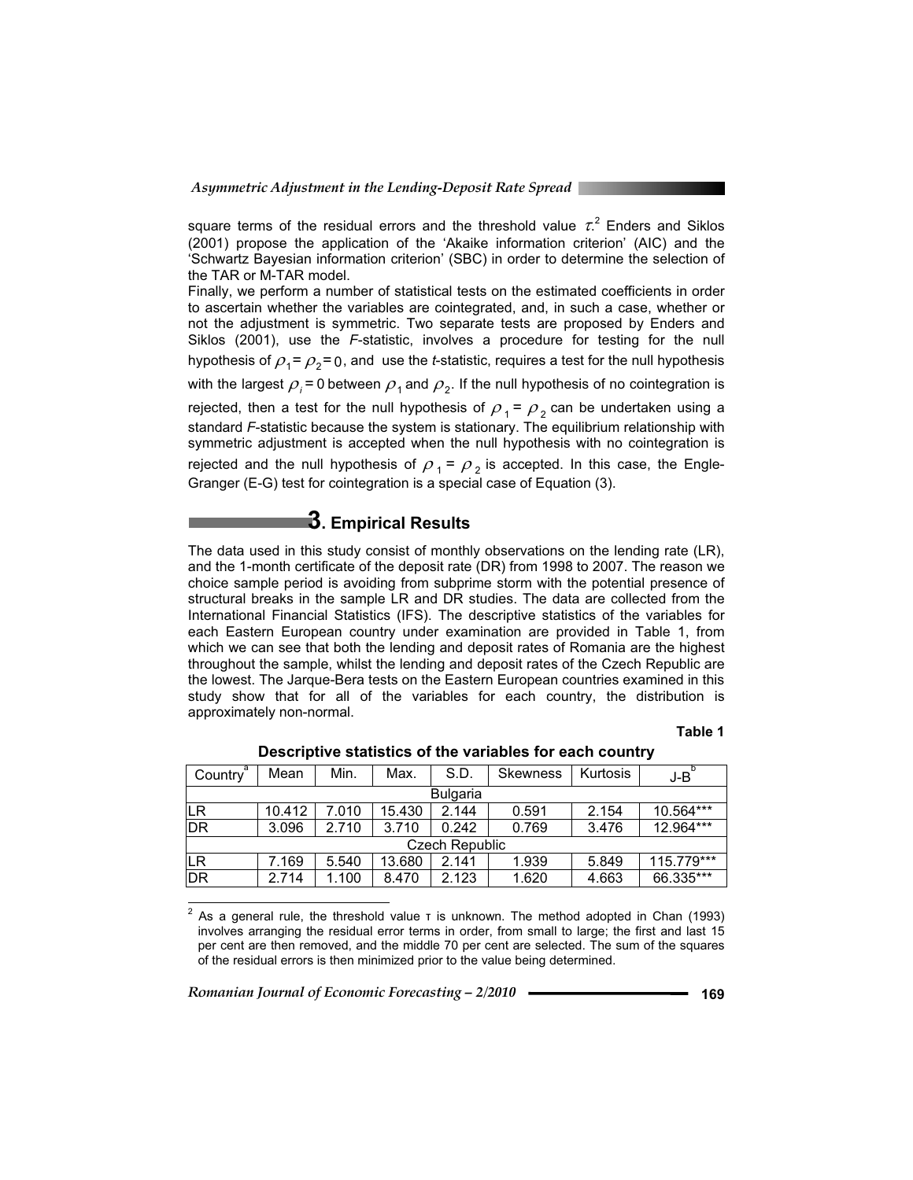square terms of the residual errors and the threshold value $\tau$.[2] Enders and Siklos (2001) propose the application of the 'Akaike information criterion' (AIC) and the 'Schwartz Bayesian information criterion' (SBC) in order to determine the selection of the TAR or M-TAR model.

Finally, we perform a number of statistical tests on the estimated coefficients in order to ascertain whether the variables are cointegrated, and, in such a case, whether or not the adjustment is symmetric. Two separate tests are proposed by Enders and Siklos (2001), use the *F*-statistic, involves a procedure for testing for the null hypothesis of $\rho_1 = \rho_2 = 0$, and use the *t*-statistic, requires a test for the null hypothesis with the largest $\rho_i = 0$ between $\rho_1$ and $\rho_2$. If the null hypothesis of no cointegration is rejected, then a test for the null hypothesis of $\rho_1 = \rho_2$ can be undertaken using a standard *F*-statistic because the system is stationary. The equilibrium relationship with symmetric adjustment is accepted when the null hypothesis with no cointegration is rejected and the null hypothesis of $\rho_1 = \rho_2$ is accepted. In this case, the Engle-Granger (E-G) test for cointegration is a special case of Equation (3).

## 3. Empirical Results

The data used in this study consist of monthly observations on the lending rate (LR), and the 1-month certificate of the deposit rate (DR) from 1998 to 2007. The reason we choice sample period is avoiding from subprime storm with the potential presence of structural breaks in the sample LR and DR studies. The data are collected from the International Financial Statistics (IFS). The descriptive statistics of the variables for each Eastern European country under examination are provided in Table 1, from which we can see that both the lending and deposit rates of Romania are the highest throughout the sample, whilst the lending and deposit rates of the Czech Republic are the lowest. The Jarque-Bera tests on the Eastern European countries examined in this study show that for all of the variables for each country, the distribution is approximately non-normal.

**Table 1**

**Descriptive statistics of the variables for each country**

| Country[a] | Mean | Min. | Max. | S.D. | Skewness | Kurtosis | J-B[b] |
|---|---|---|---|---|---|---|---|
| | | | | Bulgaria | | | |
| LR | 10.412 | 7.010 | 15.430 | 2.144 | 0.591 | 2.154 | 10.564*** |
| DR | 3.096 | 2.710 | 3.710 | 0.242 | 0.769 | 3.476 | 12.964*** |
| | | | | Czech Republic | | | |
| LR | 7.169 | 5.540 | 13.680 | 2.141 | 1.939 | 5.849 | 115.779*** |
| DR | 2.714 | 1.100 | 8.470 | 2.123 | 1.620 | 4.663 | 66.335*** |

[2] As a general rule, the threshold value τ is unknown. The method adopted in Chan (1993) involves arranging the residual error terms in order, from small to large; the first and last 15 per cent are then removed, and the middle 70 per cent are selected. The sum of the squares of the residual errors is then minimized prior to the value being determined.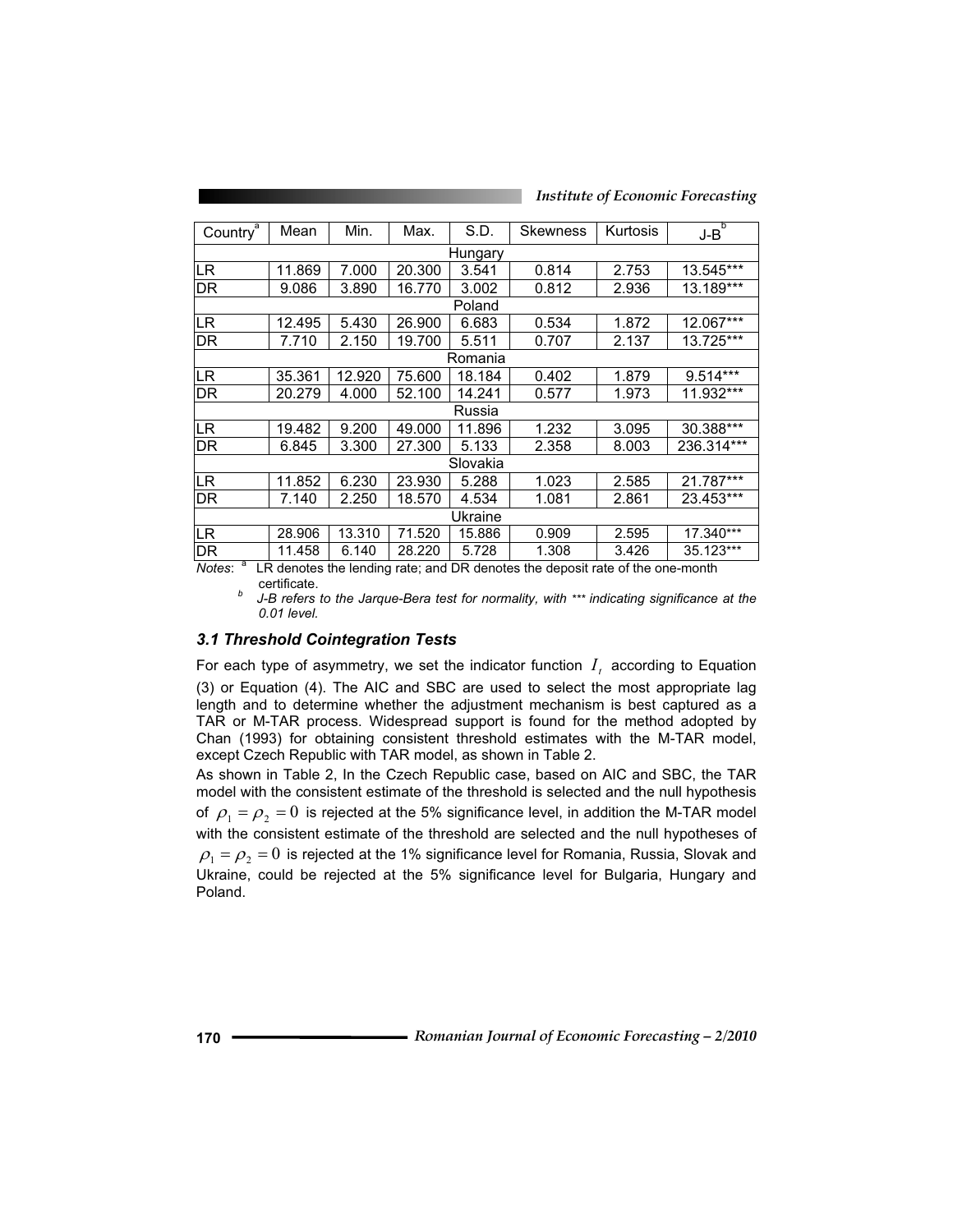| Country[a] | Mean | Min. | Max. | S.D. | Skewness | Kurtosis | J-B[b] |
|---|---|---|---|---|---|---|---|
| | | | | Hungary | | | |
| LR | 11.869 | 7.000 | 20.300 | 3.541 | 0.814 | 2.753 | 13.545*** |
| DR | 9.086 | 3.890 | 16.770 | 3.002 | 0.812 | 2.936 | 13.189*** |
| | | | | Poland | | | |
| LR | 12.495 | 5.430 | 26.900 | 6.683 | 0.534 | 1.872 | 12.067*** |
| DR | 7.710 | 2.150 | 19.700 | 5.511 | 0.707 | 2.137 | 13.725*** |
| | | | | Romania | | | |
| LR | 35.361 | 12.920 | 75.600 | 18.184 | 0.402 | 1.879 | 9.514*** |
| DR | 20.279 | 4.000 | 52.100 | 14.241 | 0.577 | 1.973 | 11.932*** |
| | | | | Russia | | | |
| LR | 19.482 | 9.200 | 49.000 | 11.896 | 1.232 | 3.095 | 30.388*** |
| DR | 6.845 | 3.300 | 27.300 | 5.133 | 2.358 | 8.003 | 236.314*** |
| | | | | Slovakia | | | |
| LR | 11.852 | 6.230 | 23.930 | 5.288 | 1.023 | 2.585 | 21.787*** |
| DR | 7.140 | 2.250 | 18.570 | 4.534 | 1.081 | 2.861 | 23.453*** |
| | | | | Ukraine | | | |
| LR | 28.906 | 13.310 | 71.520 | 15.886 | 0.909 | 2.595 | 17.340*** |
| DR | 11.458 | 6.140 | 28.220 | 5.728 | 1.308 | 3.426 | 35.123*** |

*Notes*: [a] LR denotes the lending rate; and DR denotes the deposit rate of the one-month certificate.

[b] *J-B refers to the Jarque-Bera test for normality, with \*\*\* indicating significance at the 0.01 level.*

### *3.1 Threshold Cointegration Tests*

For each type of asymmetry, we set the indicator function $I_t$ according to Equation (3) or Equation (4). The AIC and SBC are used to select the most appropriate lag length and to determine whether the adjustment mechanism is best captured as a TAR or M-TAR process. Widespread support is found for the method adopted by Chan (1993) for obtaining consistent threshold estimates with the M-TAR model, except Czech Republic with TAR model, as shown in Table 2.

As shown in Table 2, In the Czech Republic case, based on AIC and SBC, the TAR model with the consistent estimate of the threshold is selected and the null hypothesis of $\rho_1 = \rho_2 = 0$ is rejected at the 5% significance level, in addition the M-TAR model with the consistent estimate of the threshold are selected and the null hypotheses of $\rho_1 = \rho_2 = 0$ is rejected at the 1% significance level for Romania, Russia, Slovak and Ukraine, could be rejected at the 5% significance level for Bulgaria, Hungary and Poland.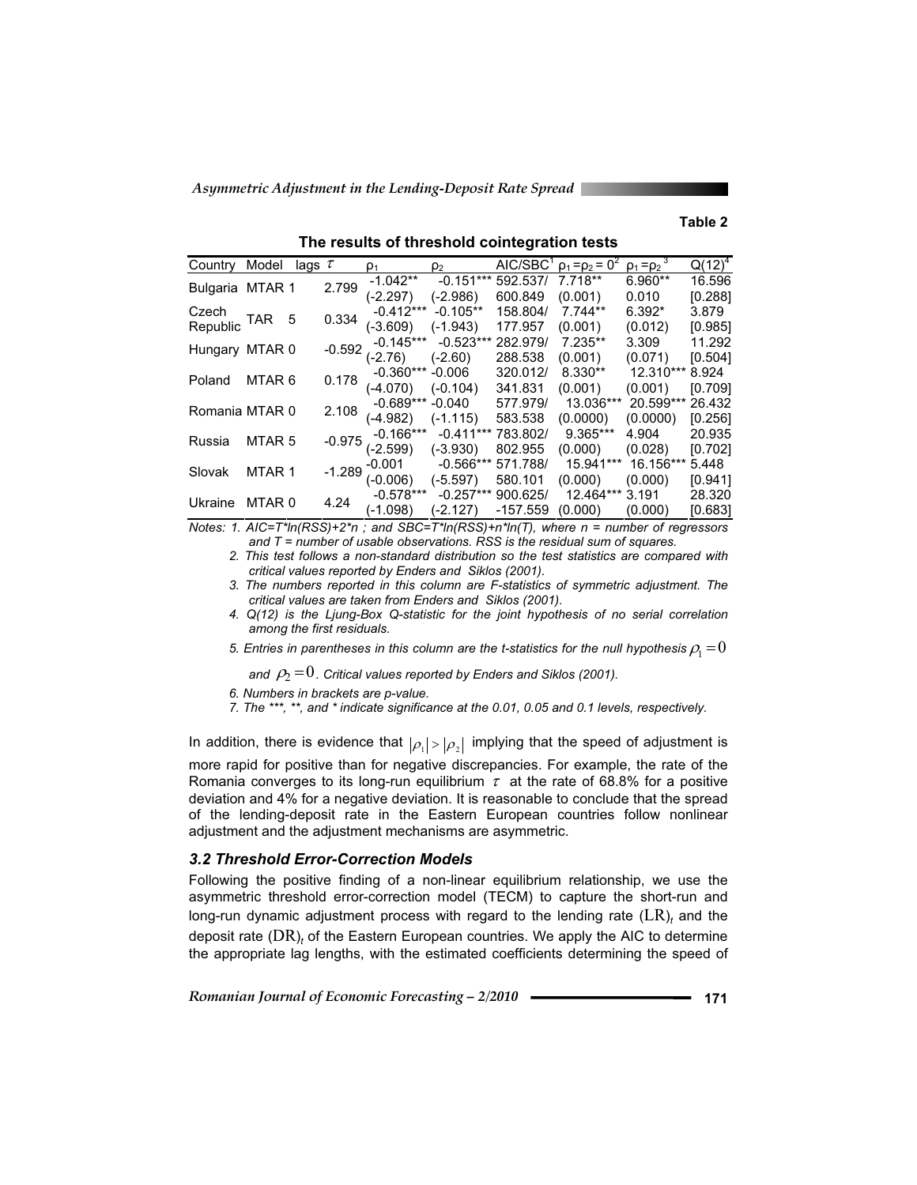**Table 2**

**The results of threshold cointegration tests**

| Country | Model | lags | $\tau$ | $\rho_1$ | $\rho_2$ | AIC/SBC[1] | $\rho_1 = \rho_2 = 0$[2] | $\rho_1 = \rho_2$[3] | Q(12)[4] |
|---|---|---|---|---|---|---|---|---|---|
| Bulgaria | MTAR | 1 | 2.799 | -1.042** (-2.297) | -0.151*** (-2.986) | 592.537/ 600.849 | 7.718** (0.001) | 6.960** 0.010 | 16.596 [0.288] |
| Czech Republic | TAR | 5 | 0.334 | -0.412*** (-3.609) | -0.105** (-1.943) | 158.804/ 177.957 | 7.744** (0.001) | 6.392* (0.012) | 3.879 [0.985] |
| Hungary | MTAR | 0 | -0.592 | -0.145*** (-2.76) | -0.523*** (-2.60) | 282.979/ 288.538 | 7.235** (0.001) | 3.309 (0.071) | 11.292 [0.504] |
| Poland | MTAR | 6 | 0.178 | -0.360*** (-4.070) | -0.006 (-0.104) | 320.012/ 341.831 | 8.330** (0.001) | 12.310*** (0.001) | 8.924 [0.709] |
| Romania | MTAR | 0 | 2.108 | -0.689*** (-4.982) | -0.040 (-1.115) | 577.979/ 583.538 | 13.036*** (0.0000) | 20.599*** (0.0000) | 26.432 [0.256] |
| Russia | MTAR | 5 | -0.975 | -0.166*** (-2.599) | -0.411*** (-3.930) | 783.802/ 802.955 | 9.365*** (0.000) | 4.904 (0.028) | 20.935 [0.702] |
| Slovak | MTAR | 1 | -1.289 | -0.001 (-0.006) | -0.566*** (-5.597) | 571.788/ 580.101 | 15.941*** (0.000) | 16.156*** (0.000) | 5.448 [0.941] |
| Ukraine | MTAR | 0 | 4.24 | -0.578*** (-1.098) | -0.257*** (-2.127) | 900.625/ -157.559 | 12.464*** (0.000) | 3.191 (0.000) | 28.320 [0.683] |

*Notes: 1. AIC=T\*ln(RSS)+2\*n ; and SBC=T\*ln(RSS)+n\*ln(T), where n = number of regressors and T = number of usable observations. RSS is the residual sum of squares.*

*2. This test follows a non-standard distribution so the test statistics are compared with critical values reported by Enders and Siklos (2001).*

*3. The numbers reported in this column are F-statistics of symmetric adjustment. The critical values are taken from Enders and Siklos (2001).*

*4. Q(12) is the Ljung-Box Q-statistic for the joint hypothesis of no serial correlation among the first residuals.*

*5. Entries in parentheses in this column are the t-statistics for the null hypothesis $\rho_1 = 0$ and $\rho_2 = 0$. Critical values reported by Enders and Siklos (2001).*

*6. Numbers in brackets are p-value.*

*7. The \*\*\*, \*\*, and \* indicate significance at the 0.01, 0.05 and 0.1 levels, respectively.*

In addition, there is evidence that $|\rho_1| > |\rho_2|$ implying that the speed of adjustment is more rapid for positive than for negative discrepancies. For example, the rate of the Romania converges to its long-run equilibrium $\tau$ at the rate of 68.8% for a positive deviation and 4% for a negative deviation. It is reasonable to conclude that the spread of the lending-deposit rate in the Eastern European countries follow nonlinear adjustment and the adjustment mechanisms are asymmetric.

### *3.2 Threshold Error-Correction Models*

Following the positive finding of a non-linear equilibrium relationship, we use the asymmetric threshold error-correction model (TECM) to capture the short-run and long-run dynamic adjustment process with regard to the lending rate $(LR)_t$ and the deposit rate $(DR)_t$ of the Eastern European countries. We apply the AIC to determine the appropriate lag lengths, with the estimated coefficients determining the speed of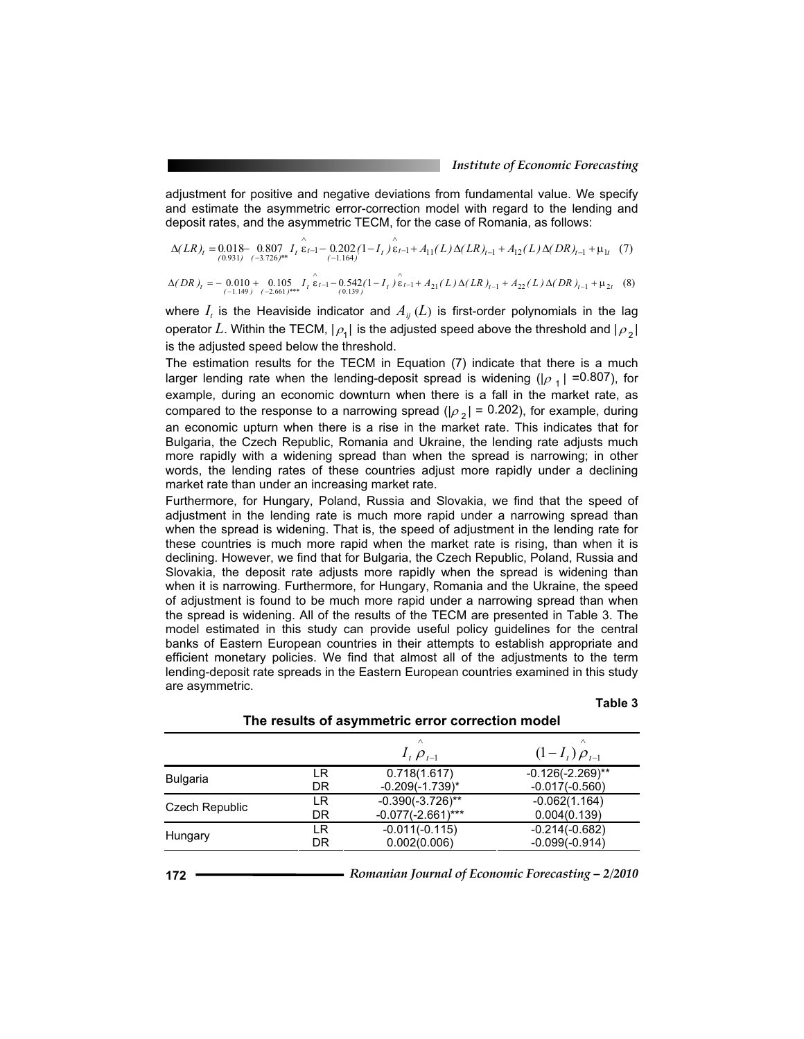adjustment for positive and negative deviations from fundamental value. We specify and estimate the asymmetric error-correction model with regard to the lending and deposit rates, and the asymmetric TECM, for the case of Romania, as follows:

$$\Delta(LR)_t = \underset{(0.931)}{0.018} - \underset{(-3.726)^{**}}{0.807} I_t \hat{\varepsilon}_{t-1} - \underset{(-1.164)}{0.202}(1-I_t)\hat{\varepsilon}_{t-1} + A_{11}(L)\Delta(LR)_{t-1} + A_{12}(L)\Delta(DR)_{t-1} + \mu_{1t} \quad (7)$$

$$\Delta(DR)_t = -\underset{(-1.149)}{0.010} + \underset{(-2.661)^{***}}{0.105} I_t \hat{\varepsilon}_{t-1} - \underset{(0.139)}{0.542}(1-I_t)\hat{\varepsilon}_{t-1} + A_{21}(L)\Delta(LR)_{t-1} + A_{22}(L)\Delta(DR)_{t-1} + \mu_{2t} \quad (8)$$

where $I_t$ is the Heaviside indicator and $A_{ij}(L)$ is first-order polynomials in the lag operator $L$. Within the TECM, $|\rho_1|$ is the adjusted speed above the threshold and $|\rho_2|$ is the adjusted speed below the threshold.

The estimation results for the TECM in Equation (7) indicate that there is a much larger lending rate when the lending-deposit spread is widening ($|\rho_1|$ =0.807), for example, during an economic downturn when there is a fall in the market rate, as compared to the response to a narrowing spread ($|\rho_2|$ = 0.202), for example, during an economic upturn when there is a rise in the market rate. This indicates that for Bulgaria, the Czech Republic, Romania and Ukraine, the lending rate adjusts much more rapidly with a widening spread than when the spread is narrowing; in other words, the lending rates of these countries adjust more rapidly under a declining market rate than under an increasing market rate.

Furthermore, for Hungary, Poland, Russia and Slovakia, we find that the speed of adjustment in the lending rate is much more rapid under a narrowing spread than when the spread is widening. That is, the speed of adjustment in the lending rate for these countries is much more rapid when the market rate is rising, than when it is declining. However, we find that for Bulgaria, the Czech Republic, Poland, Russia and Slovakia, the deposit rate adjusts more rapidly when the spread is widening than when it is narrowing. Furthermore, for Hungary, Romania and the Ukraine, the speed of adjustment is found to be much more rapid under a narrowing spread than when the spread is widening. All of the results of the TECM are presented in Table 3. The model estimated in this study can provide useful policy guidelines for the central banks of Eastern European countries in their attempts to establish appropriate and efficient monetary policies. We find that almost all of the adjustments to the term lending-deposit rate spreads in the Eastern European countries examined in this study are asymmetric.

Table 3

**The results of asymmetric error correction model**

| | | $I_t \hat{\rho}_{t-1}$ | $(1-I_t)\hat{\rho}_{t-1}$ |
|---|---|---|---|
| Bulgaria | LR | 0.718(1.617) | -0.126(-2.269)** |
| | DR | -0.209(-1.739)* | -0.017(-0.560) |
| Czech Republic | LR | -0.390(-3.726)** | -0.062(1.164) |
| | DR | -0.077(-2.661)*** | 0.004(0.139) |
| Hungary | LR | -0.011(-0.115) | -0.214(-0.682) |
| | DR | 0.002(0.006) | -0.099(-0.914) |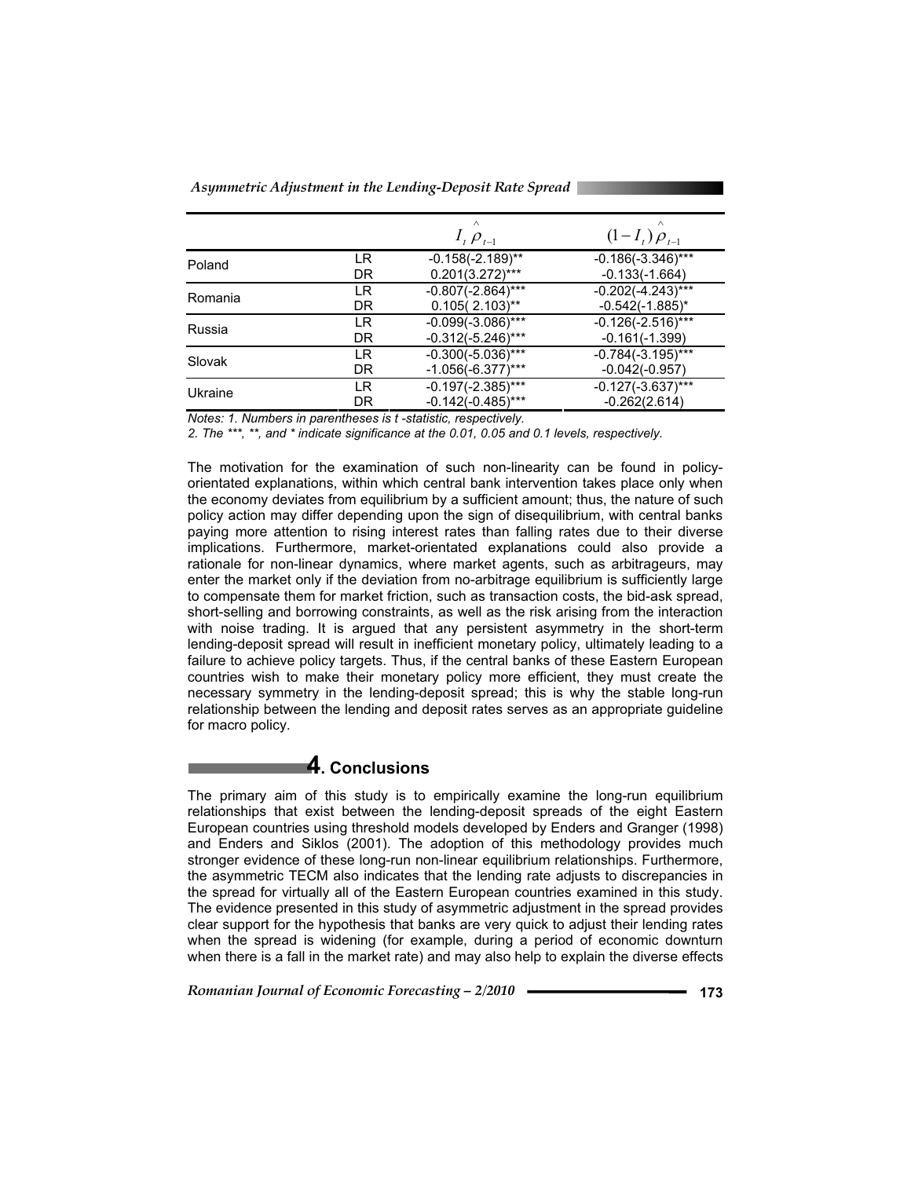| | | $I_t \hat{\rho}_{t-1}$ | $(1-I_t)\hat{\rho}_{t-1}$ |
|---|---|---|---|
| Poland | LR | -0.158(-2.189)** | -0.186(-3.346)*** |
| | DR | 0.201(3.272)*** | -0.133(-1.664) |
| Romania | LR | -0.807(-2.864)*** | -0.202(-4.243)*** |
| | DR | 0.105( 2.103)** | -0.542(-1.885)* |
| Russia | LR | -0.099(-3.086)*** | -0.126(-2.516)*** |
| | DR | -0.312(-5.246)*** | -0.161(-1.399) |
| Slovak | LR | -0.300(-5.036)*** | -0.784(-3.195)*** |
| | DR | -1.056(-6.377)*** | -0.042(-0.957) |
| Ukraine | LR | -0.197(-2.385)*** | -0.127(-3.637)*** |
| | DR | -0.142(-0.485)*** | -0.262(2.614) |

*Notes: 1. Numbers in parentheses is t -statistic, respectively.*

*2. The ***, **, and * indicate significance at the 0.01, 0.05 and 0.1 levels, respectively.*

The motivation for the examination of such non-linearity can be found in policy-orientated explanations, within which central bank intervention takes place only when the economy deviates from equilibrium by a sufficient amount; thus, the nature of such policy action may differ depending upon the sign of disequilibrium, with central banks paying more attention to rising interest rates than falling rates due to their diverse implications. Furthermore, market-orientated explanations could also provide a rationale for non-linear dynamics, where market agents, such as arbitrageurs, may enter the market only if the deviation from no-arbitrage equilibrium is sufficiently large to compensate them for market friction, such as transaction costs, the bid-ask spread, short-selling and borrowing constraints, as well as the risk arising from the interaction with noise trading. It is argued that any persistent asymmetry in the short-term lending-deposit spread will result in inefficient monetary policy, ultimately leading to a failure to achieve policy targets. Thus, if the central banks of these Eastern European countries wish to make their monetary policy more efficient, they must create the necessary symmetry in the lending-deposit spread; this is why the stable long-run relationship between the lending and deposit rates serves as an appropriate guideline for macro policy.

## 4. Conclusions

The primary aim of this study is to empirically examine the long-run equilibrium relationships that exist between the lending-deposit spreads of the eight Eastern European countries using threshold models developed by Enders and Granger (1998) and Enders and Siklos (2001). The adoption of this methodology provides much stronger evidence of these long-run non-linear equilibrium relationships. Furthermore, the asymmetric TECM also indicates that the lending rate adjusts to discrepancies in the spread for virtually all of the Eastern European countries examined in this study. The evidence presented in this study of asymmetric adjustment in the spread provides clear support for the hypothesis that banks are very quick to adjust their lending rates when the spread is widening (for example, during a period of economic downturn when there is a fall in the market rate) and may also help to explain the diverse effects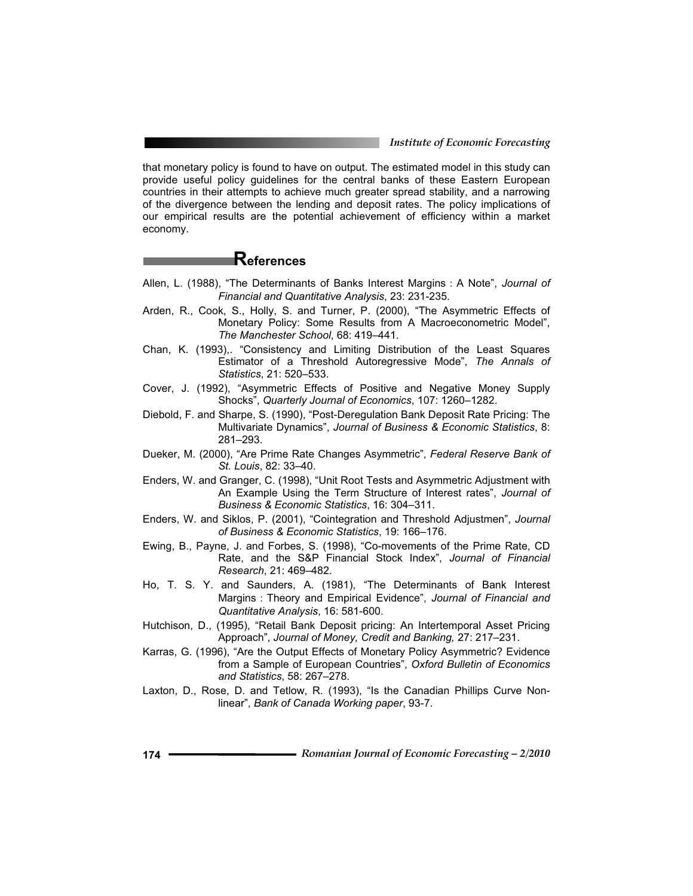that monetary policy is found to have on output. The estimated model in this study can provide useful policy guidelines for the central banks of these Eastern European countries in their attempts to achieve much greater spread stability, and a narrowing of the divergence between the lending and deposit rates. The policy implications of our empirical results are the potential achievement of efficiency within a market economy.

## References

Allen, L. (1988), "The Determinants of Banks Interest Margins : A Note", *Journal of Financial and Quantitative Analysis*, 23: 231-235.

Arden, R., Cook, S., Holly, S. and Turner, P. (2000), "The Asymmetric Effects of Monetary Policy: Some Results from A Macroeconometric Model", *The Manchester School*, 68: 419–441.

Chan, K. (1993),. "Consistency and Limiting Distribution of the Least Squares Estimator of a Threshold Autoregressive Mode", *The Annals of Statistics*, 21: 520–533.

Cover, J. (1992), "Asymmetric Effects of Positive and Negative Money Supply Shocks", *Quarterly Journal of Economics*, 107: 1260–1282.

Diebold, F. and Sharpe, S. (1990), "Post-Deregulation Bank Deposit Rate Pricing: The Multivariate Dynamics", *Journal of Business & Economic Statistics*, 8: 281–293.

Dueker, M. (2000), "Are Prime Rate Changes Asymmetric", *Federal Reserve Bank of St. Louis*, 82: 33–40.

Enders, W. and Granger, C. (1998), "Unit Root Tests and Asymmetric Adjustment with An Example Using the Term Structure of Interest rates", *Journal of Business & Economic Statistics*, 16: 304–311.

Enders, W. and Siklos, P. (2001), "Cointegration and Threshold Adjustmen", *Journal of Business & Economic Statistics*, 19: 166–176.

Ewing, B., Payne, J. and Forbes, S. (1998), "Co-movements of the Prime Rate, CD Rate, and the S&P Financial Stock Index", *Journal of Financial Research*, 21: 469–482.

Ho, T. S. Y. and Saunders, A. (1981), "The Determinants of Bank Interest Margins : Theory and Empirical Evidence", *Journal of Financial and Quantitative Analysis*, 16: 581-600.

Hutchison, D., (1995), "Retail Bank Deposit pricing: An Intertemporal Asset Pricing Approach", *Journal of Money, Credit and Banking,* 27: 217–231.

Karras, G. (1996), "Are the Output Effects of Monetary Policy Asymmetric? Evidence from a Sample of European Countries", *Oxford Bulletin of Economics and Statistics*, 58: 267–278.

Laxton, D., Rose, D. and Tetlow, R. (1993), "Is the Canadian Phillips Curve Non-linear", *Bank of Canada Working paper*, 93-7.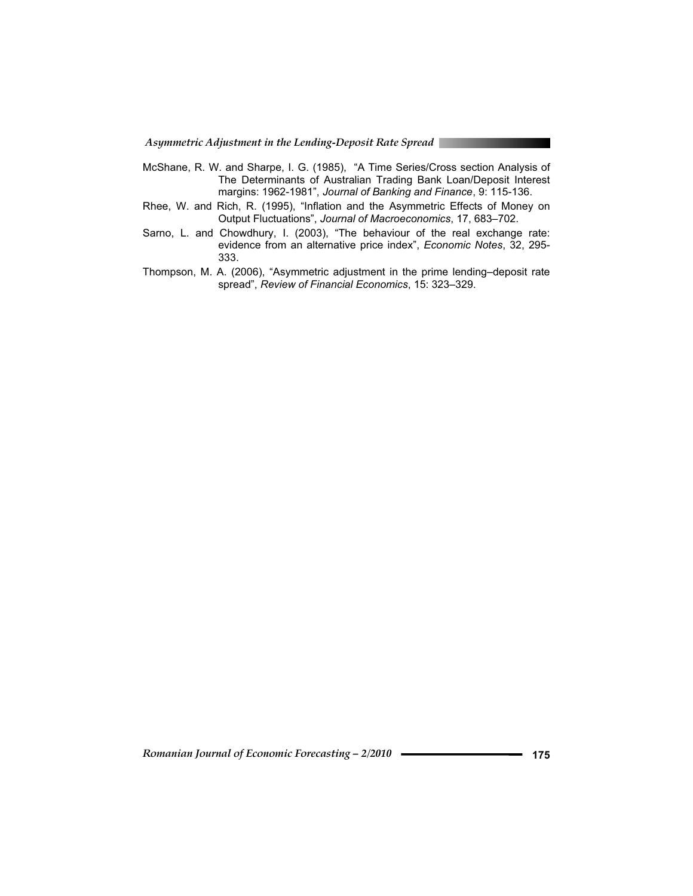McShane, R. W. and Sharpe, I. G. (1985), "A Time Series/Cross section Analysis of The Determinants of Australian Trading Bank Loan/Deposit Interest margins: 1962-1981", *Journal of Banking and Finance*, 9: 115-136.

Rhee, W. and Rich, R. (1995), "Inflation and the Asymmetric Effects of Money on Output Fluctuations", *Journal of Macroeconomics*, 17, 683–702.

Sarno, L. and Chowdhury, I. (2003), "The behaviour of the real exchange rate: evidence from an alternative price index", *Economic Notes*, 32, 295-333.

Thompson, M. A. (2006), "Asymmetric adjustment in the prime lending–deposit rate spread", *Review of Financial Economics*, 15: 323–329.